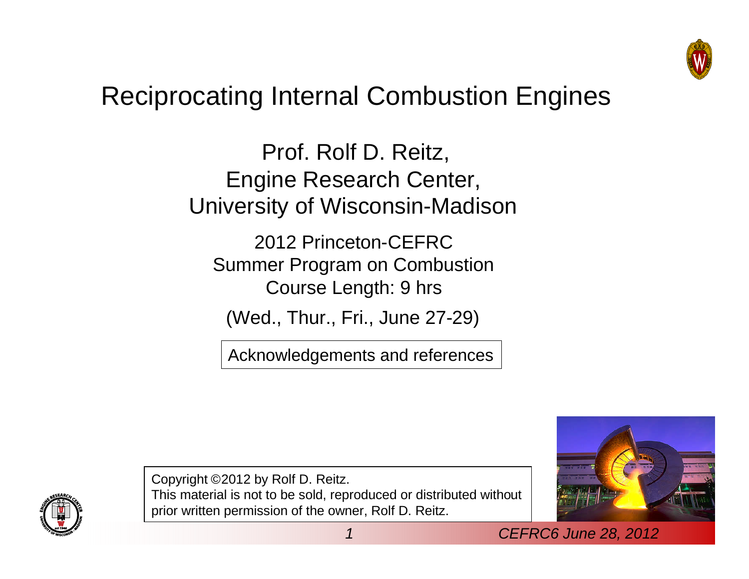# Reciprocating Internal Combustion Engines

Prof. Rolf D. Reitz,
Engine Research Center,
University of Wisconsin-Madison

2012 Princeton-CEFRC
Summer Program on Combustion
Course Length: 9 hrs

(Wed., Thur., Fri., June 27-29)

Acknowledgements and references

Copyright ©2012 by Rolf D. Reitz.
This material is not to be sold, reproduced or distributed without prior written permission of the owner, Rolf D. Reitz.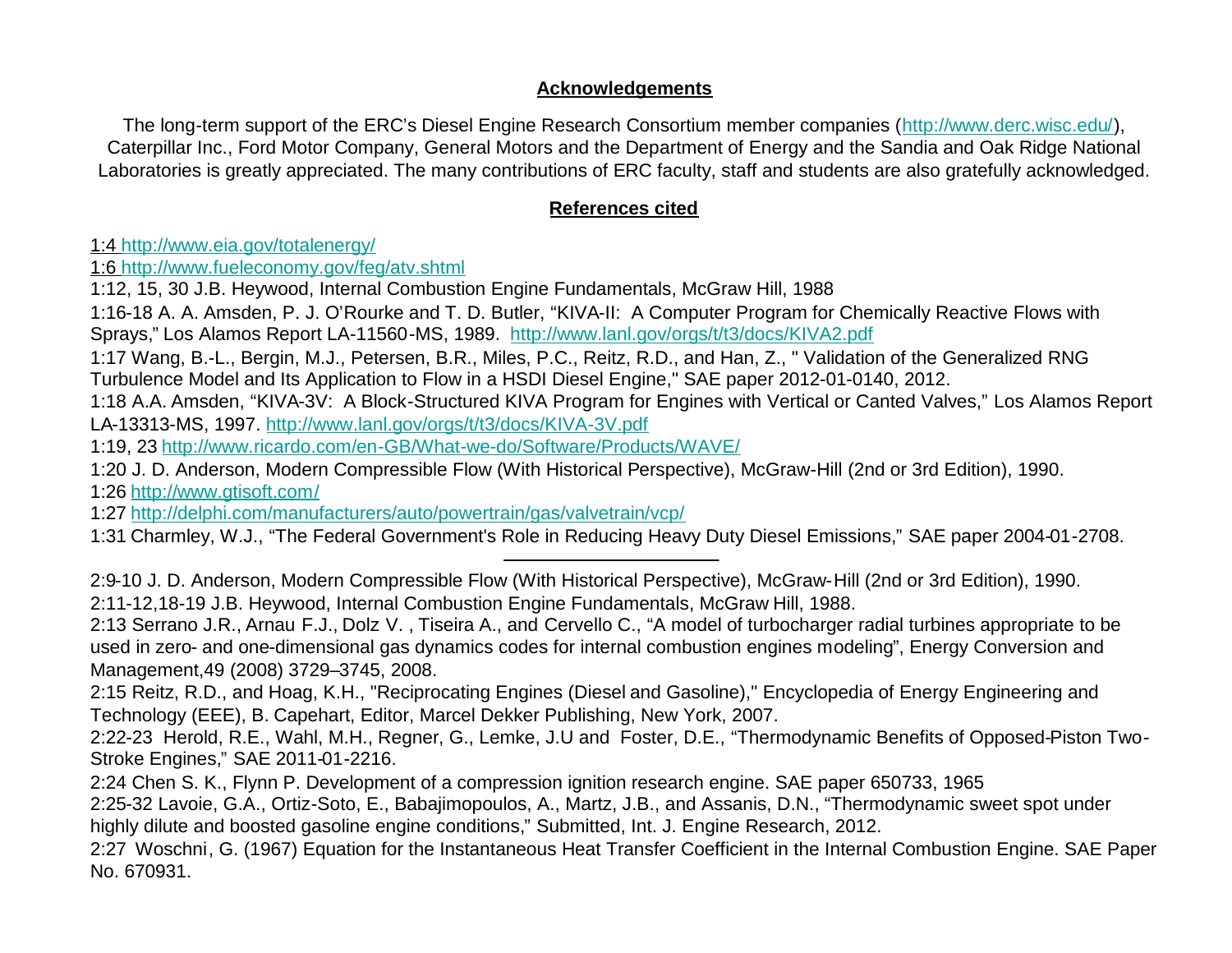## Acknowledgements

The long-term support of the ERC's Diesel Engine Research Consortium member companies (http://www.derc.wisc.edu/), Caterpillar Inc., Ford Motor Company, General Motors and the Department of Energy and the Sandia and Oak Ridge National Laboratories is greatly appreciated. The many contributions of ERC faculty, staff and students are also gratefully acknowledged.

## References cited

1:4 http://www.eia.gov/totalenergy/

1:6 http://www.fueleconomy.gov/feg/atv.shtml

1:12, 15, 30 J.B. Heywood, Internal Combustion Engine Fundamentals, McGraw Hill, 1988

1:16-18 A. A. Amsden, P. J. O'Rourke and T. D. Butler, "KIVA-II: A Computer Program for Chemically Reactive Flows with Sprays," Los Alamos Report LA-11560-MS, 1989. http://www.lanl.gov/orgs/t/t3/docs/KIVA2.pdf

1:17 Wang, B.-L., Bergin, M.J., Petersen, B.R., Miles, P.C., Reitz, R.D., and Han, Z., " Validation of the Generalized RNG Turbulence Model and Its Application to Flow in a HSDI Diesel Engine," SAE paper 2012-01-0140, 2012.

1:18 A.A. Amsden, "KIVA-3V: A Block-Structured KIVA Program for Engines with Vertical or Canted Valves," Los Alamos Report LA-13313-MS, 1997. http://www.lanl.gov/orgs/t/t3/docs/KIVA-3V.pdf

1:19, 23 http://www.ricardo.com/en-GB/What-we-do/Software/Products/WAVE/

1:20 J. D. Anderson, Modern Compressible Flow (With Historical Perspective), McGraw-Hill (2nd or 3rd Edition), 1990.

1:26 http://www.gtisoft.com/

1:27 http://delphi.com/manufacturers/auto/powertrain/gas/valvetrain/vcp/

1:31 Charmley, W.J., "The Federal Government's Role in Reducing Heavy Duty Diesel Emissions," SAE paper 2004-01-2708.

---

2:9-10 J. D. Anderson, Modern Compressible Flow (With Historical Perspective), McGraw-Hill (2nd or 3rd Edition), 1990.

2:11-12,18-19 J.B. Heywood, Internal Combustion Engine Fundamentals, McGraw Hill, 1988.

2:13 Serrano J.R., Arnau F.J., Dolz V. , Tiseira A., and Cervello C., "A model of turbocharger radial turbines appropriate to be used in zero- and one-dimensional gas dynamics codes for internal combustion engines modeling", Energy Conversion and Management,49 (2008) 3729–3745, 2008.

2:15 Reitz, R.D., and Hoag, K.H., "Reciprocating Engines (Diesel and Gasoline)," Encyclopedia of Energy Engineering and Technology (EEE), B. Capehart, Editor, Marcel Dekker Publishing, New York, 2007.

2:22-23 Herold, R.E., Wahl, M.H., Regner, G., Lemke, J.U and Foster, D.E., "Thermodynamic Benefits of Opposed-Piston Two-Stroke Engines," SAE 2011-01-2216.

2:24 Chen S. K., Flynn P. Development of a compression ignition research engine. SAE paper 650733, 1965

2:25-32 Lavoie, G.A., Ortiz-Soto, E., Babajimopoulos, A., Martz, J.B., and Assanis, D.N., "Thermodynamic sweet spot under highly dilute and boosted gasoline engine conditions," Submitted, Int. J. Engine Research, 2012.

2:27 Woschni, G. (1967) Equation for the Instantaneous Heat Transfer Coefficient in the Internal Combustion Engine. SAE Paper No. 670931.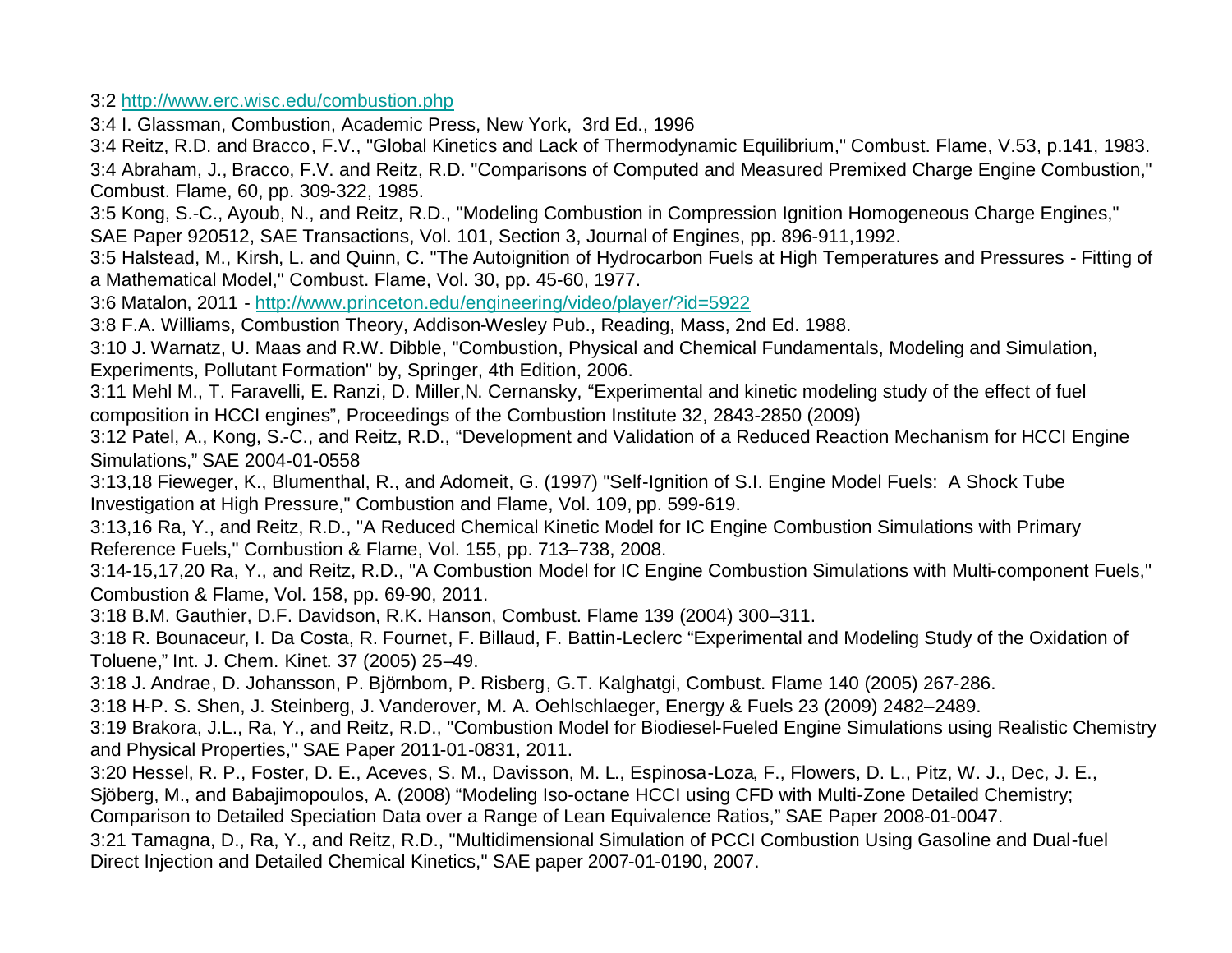3:2 http://www.erc.wisc.edu/combustion.php

3:4 I. Glassman, Combustion, Academic Press, New York, 3rd Ed., 1996

3:4 Reitz, R.D. and Bracco, F.V., "Global Kinetics and Lack of Thermodynamic Equilibrium," Combust. Flame, V.53, p.141, 1983.

3:4 Abraham, J., Bracco, F.V. and Reitz, R.D. "Comparisons of Computed and Measured Premixed Charge Engine Combustion," Combust. Flame, 60, pp. 309-322, 1985.

3:5 Kong, S.-C., Ayoub, N., and Reitz, R.D., "Modeling Combustion in Compression Ignition Homogeneous Charge Engines," SAE Paper 920512, SAE Transactions, Vol. 101, Section 3, Journal of Engines, pp. 896-911,1992.

3:5 Halstead, M., Kirsh, L. and Quinn, C. "The Autoignition of Hydrocarbon Fuels at High Temperatures and Pressures - Fitting of a Mathematical Model," Combust. Flame, Vol. 30, pp. 45-60, 1977.

3:6 Matalon, 2011 - http://www.princeton.edu/engineering/video/player/?id=5922

3:8 F.A. Williams, Combustion Theory, Addison-Wesley Pub., Reading, Mass, 2nd Ed. 1988.

3:10 J. Warnatz, U. Maas and R.W. Dibble, "Combustion, Physical and Chemical Fundamentals, Modeling and Simulation, Experiments, Pollutant Formation" by, Springer, 4th Edition, 2006.

3:11 Mehl M., T. Faravelli, E. Ranzi, D. Miller,N. Cernansky, "Experimental and kinetic modeling study of the effect of fuel composition in HCCI engines", Proceedings of the Combustion Institute 32, 2843-2850 (2009)

3:12 Patel, A., Kong, S.-C., and Reitz, R.D., "Development and Validation of a Reduced Reaction Mechanism for HCCI Engine Simulations," SAE 2004-01-0558

3:13,18 Fieweger, K., Blumenthal, R., and Adomeit, G. (1997) "Self-Ignition of S.I. Engine Model Fuels: A Shock Tube Investigation at High Pressure," Combustion and Flame, Vol. 109, pp. 599-619.

3:13,16 Ra, Y., and Reitz, R.D., "A Reduced Chemical Kinetic Model for IC Engine Combustion Simulations with Primary Reference Fuels," Combustion & Flame, Vol. 155, pp. 713–738, 2008.

3:14-15,17,20 Ra, Y., and Reitz, R.D., "A Combustion Model for IC Engine Combustion Simulations with Multi-component Fuels," Combustion & Flame, Vol. 158, pp. 69-90, 2011.

3:18 B.M. Gauthier, D.F. Davidson, R.K. Hanson, Combust. Flame 139 (2004) 300–311.

3:18 R. Bounaceur, I. Da Costa, R. Fournet, F. Billaud, F. Battin-Leclerc "Experimental and Modeling Study of the Oxidation of Toluene," Int. J. Chem. Kinet. 37 (2005) 25–49.

3:18 J. Andrae, D. Johansson, P. Björnbom, P. Risberg, G.T. Kalghatgi, Combust. Flame 140 (2005) 267-286.

3:18 H-P. S. Shen, J. Steinberg, J. Vanderover, M. A. Oehlschlaeger, Energy & Fuels 23 (2009) 2482–2489.

3:19 Brakora, J.L., Ra, Y., and Reitz, R.D., "Combustion Model for Biodiesel-Fueled Engine Simulations using Realistic Chemistry and Physical Properties," SAE Paper 2011-01-0831, 2011.

3:20 Hessel, R. P., Foster, D. E., Aceves, S. M., Davisson, M. L., Espinosa-Loza, F., Flowers, D. L., Pitz, W. J., Dec, J. E., Sjöberg, M., and Babajimopoulos, A. (2008) "Modeling Iso-octane HCCI using CFD with Multi-Zone Detailed Chemistry; Comparison to Detailed Speciation Data over a Range of Lean Equivalence Ratios," SAE Paper 2008-01-0047.

3:21 Tamagna, D., Ra, Y., and Reitz, R.D., "Multidimensional Simulation of PCCI Combustion Using Gasoline and Dual-fuel Direct Injection and Detailed Chemical Kinetics," SAE paper 2007-01-0190, 2007.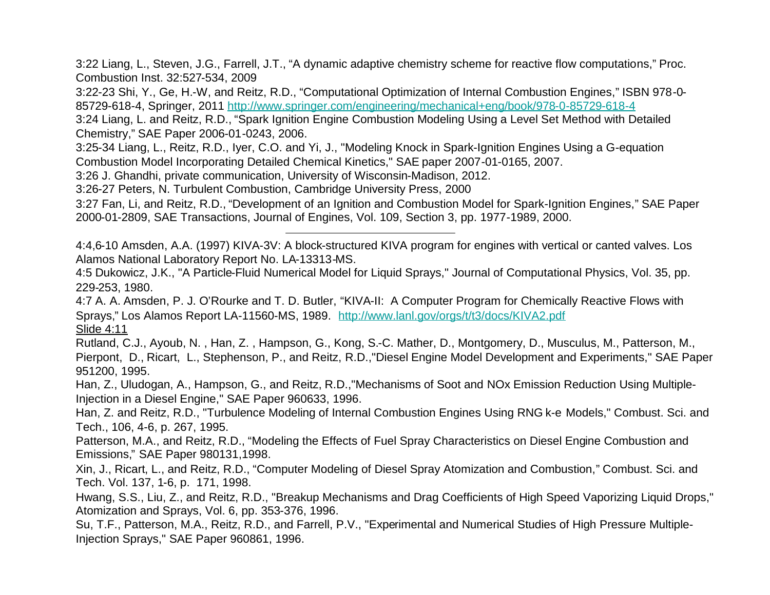3:22 Liang, L., Steven, J.G., Farrell, J.T., “A dynamic adaptive chemistry scheme for reactive flow computations,” Proc. Combustion Inst. 32:527-534, 2009

3:22-23 Shi, Y., Ge, H.-W, and Reitz, R.D., “Computational Optimization of Internal Combustion Engines,” ISBN 978-0-85729-618-4, Springer, 2011 [http://www.springer.com/engineering/mechanical+eng/book/978-0-85729-618-4](http://www.springer.com/engineering/mechanical+eng/book/978-0-85729-618-4)

3:24 Liang, L. and Reitz, R.D., “Spark Ignition Engine Combustion Modeling Using a Level Set Method with Detailed Chemistry,” SAE Paper 2006-01-0243, 2006.

3:25-34 Liang, L., Reitz, R.D., Iyer, C.O. and Yi, J., "Modeling Knock in Spark-Ignition Engines Using a G-equation Combustion Model Incorporating Detailed Chemical Kinetics," SAE paper 2007-01-0165, 2007.

3:26 J. Ghandhi, private communication, University of Wisconsin-Madison, 2012.

3:26-27 Peters, N. Turbulent Combustion, Cambridge University Press, 2000

3:27 Fan, Li, and Reitz, R.D., “Development of an Ignition and Combustion Model for Spark-Ignition Engines,” SAE Paper 2000-01-2809, SAE Transactions, Journal of Engines, Vol. 109, Section 3, pp. 1977-1989, 2000.

---

4:4,6-10 Amsden, A.A. (1997) KIVA-3V: A block-structured KIVA program for engines with vertical or canted valves. Los Alamos National Laboratory Report No. LA-13313-MS.

4:5 Dukowicz, J.K., "A Particle-Fluid Numerical Model for Liquid Sprays," Journal of Computational Physics, Vol. 35, pp. 229-253, 1980.

4:7 A. A. Amsden, P. J. O’Rourke and T. D. Butler, “KIVA-II: A Computer Program for Chemically Reactive Flows with Sprays,” Los Alamos Report LA-11560-MS, 1989. [http://www.lanl.gov/orgs/t/t3/docs/KIVA2.pdf](http://www.lanl.gov/orgs/t/t3/docs/KIVA2.pdf)

Slide 4:11

Rutland, C.J., Ayoub, N. , Han, Z. , Hampson, G., Kong, S.-C. Mather, D., Montgomery, D., Musculus, M., Patterson, M., Pierpont, D., Ricart, L., Stephenson, P., and Reitz, R.D.,"Diesel Engine Model Development and Experiments," SAE Paper 951200, 1995.

Han, Z., Uludogan, A., Hampson, G., and Reitz, R.D.,"Mechanisms of Soot and NOx Emission Reduction Using Multiple-Injection in a Diesel Engine," SAE Paper 960633, 1996.

Han, Z. and Reitz, R.D., "Turbulence Modeling of Internal Combustion Engines Using RNG k-e Models," Combust. Sci. and Tech., 106, 4-6, p. 267, 1995.

Patterson, M.A., and Reitz, R.D., “Modeling the Effects of Fuel Spray Characteristics on Diesel Engine Combustion and Emissions,” SAE Paper 980131,1998.

Xin, J., Ricart, L., and Reitz, R.D., “Computer Modeling of Diesel Spray Atomization and Combustion,” Combust. Sci. and Tech. Vol. 137, 1-6, p. 171, 1998.

Hwang, S.S., Liu, Z., and Reitz, R.D., "Breakup Mechanisms and Drag Coefficients of High Speed Vaporizing Liquid Drops," Atomization and Sprays, Vol. 6, pp. 353-376, 1996.

Su, T.F., Patterson, M.A., Reitz, R.D., and Farrell, P.V., "Experimental and Numerical Studies of High Pressure Multiple-Injection Sprays," SAE Paper 960861, 1996.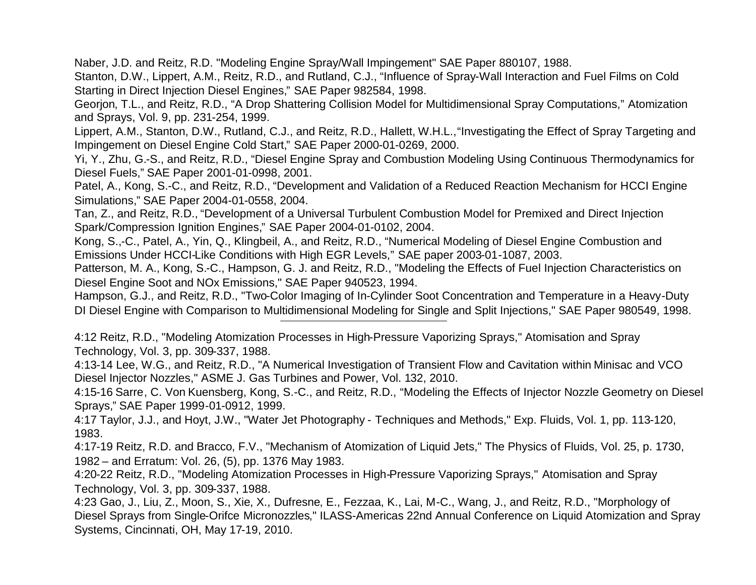Naber, J.D. and Reitz, R.D. "Modeling Engine Spray/Wall Impingement" SAE Paper 880107, 1988.

Stanton, D.W., Lippert, A.M., Reitz, R.D., and Rutland, C.J., "Influence of Spray-Wall Interaction and Fuel Films on Cold Starting in Direct Injection Diesel Engines," SAE Paper 982584, 1998.

Georjon, T.L., and Reitz, R.D., "A Drop Shattering Collision Model for Multidimensional Spray Computations," Atomization and Sprays, Vol. 9, pp. 231-254, 1999.

Lippert, A.M., Stanton, D.W., Rutland, C.J., and Reitz, R.D., Hallett, W.H.L.,"Investigating the Effect of Spray Targeting and Impingement on Diesel Engine Cold Start," SAE Paper 2000-01-0269, 2000.

Yi, Y., Zhu, G.-S., and Reitz, R.D., "Diesel Engine Spray and Combustion Modeling Using Continuous Thermodynamics for Diesel Fuels," SAE Paper 2001-01-0998, 2001.

Patel, A., Kong, S.-C., and Reitz, R.D., "Development and Validation of a Reduced Reaction Mechanism for HCCI Engine Simulations," SAE Paper 2004-01-0558, 2004.

Tan, Z., and Reitz, R.D., "Development of a Universal Turbulent Combustion Model for Premixed and Direct Injection Spark/Compression Ignition Engines," SAE Paper 2004-01-0102, 2004.

Kong, S.,-C., Patel, A., Yin, Q., Klingbeil, A., and Reitz, R.D., "Numerical Modeling of Diesel Engine Combustion and Emissions Under HCCI-Like Conditions with High EGR Levels," SAE paper 2003-01-1087, 2003.

Patterson, M. A., Kong, S.-C., Hampson, G. J. and Reitz, R.D., "Modeling the Effects of Fuel Injection Characteristics on Diesel Engine Soot and NOx Emissions," SAE Paper 940523, 1994.

Hampson, G.J., and Reitz, R.D., "Two-Color Imaging of In-Cylinder Soot Concentration and Temperature in a Heavy-Duty DI Diesel Engine with Comparison to Multidimensional Modeling for Single and Split Injections," SAE Paper 980549, 1998.

---

4:12 Reitz, R.D., "Modeling Atomization Processes in High-Pressure Vaporizing Sprays," Atomisation and Spray Technology, Vol. 3, pp. 309-337, 1988.

4:13-14 Lee, W.G., and Reitz, R.D., "A Numerical Investigation of Transient Flow and Cavitation within Minisac and VCO Diesel Injector Nozzles," ASME J. Gas Turbines and Power, Vol. 132, 2010.

4:15-16 Sarre, C. Von Kuensberg, Kong, S.-C., and Reitz, R.D., "Modeling the Effects of Injector Nozzle Geometry on Diesel Sprays," SAE Paper 1999-01-0912, 1999.

4:17 Taylor, J.J., and Hoyt, J.W., "Water Jet Photography - Techniques and Methods," Exp. Fluids, Vol. 1, pp. 113-120, 1983.

4:17-19 Reitz, R.D. and Bracco, F.V., "Mechanism of Atomization of Liquid Jets," The Physics of Fluids, Vol. 25, p. 1730, 1982 – and Erratum: Vol. 26, (5), pp. 1376 May 1983.

4:20-22 Reitz, R.D., "Modeling Atomization Processes in High-Pressure Vaporizing Sprays," Atomisation and Spray Technology, Vol. 3, pp. 309-337, 1988.

4:23 Gao, J., Liu, Z., Moon, S., Xie, X., Dufresne, E., Fezzaa, K., Lai, M-C., Wang, J., and Reitz, R.D., "Morphology of Diesel Sprays from Single-Orifce Micronozzles," ILASS-Americas 22nd Annual Conference on Liquid Atomization and Spray Systems, Cincinnati, OH, May 17-19, 2010.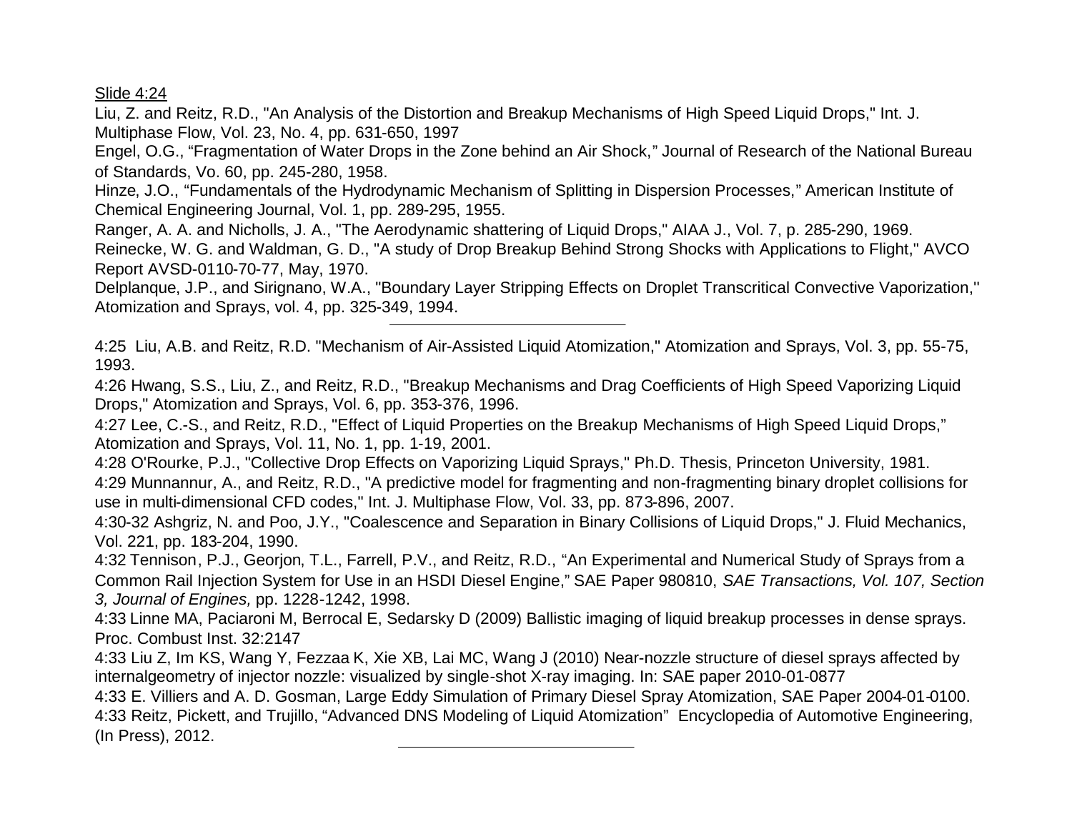Slide 4:24

Liu, Z. and Reitz, R.D., "An Analysis of the Distortion and Breakup Mechanisms of High Speed Liquid Drops," Int. J. Multiphase Flow, Vol. 23, No. 4, pp. 631-650, 1997

Engel, O.G., "Fragmentation of Water Drops in the Zone behind an Air Shock," Journal of Research of the National Bureau of Standards, Vo. 60, pp. 245-280, 1958.

Hinze, J.O., "Fundamentals of the Hydrodynamic Mechanism of Splitting in Dispersion Processes," American Institute of Chemical Engineering Journal, Vol. 1, pp. 289-295, 1955.

Ranger, A. A. and Nicholls, J. A., "The Aerodynamic shattering of Liquid Drops," AIAA J., Vol. 7, p. 285-290, 1969.

Reinecke, W. G. and Waldman, G. D., "A study of Drop Breakup Behind Strong Shocks with Applications to Flight," AVCO Report AVSD-0110-70-77, May, 1970.

Delplanque, J.P., and Sirignano, W.A., "Boundary Layer Stripping Effects on Droplet Transcritical Convective Vaporization," Atomization and Sprays, vol. 4, pp. 325-349, 1994.

---

4:25 Liu, A.B. and Reitz, R.D. "Mechanism of Air-Assisted Liquid Atomization," Atomization and Sprays, Vol. 3, pp. 55-75, 1993.

4:26 Hwang, S.S., Liu, Z., and Reitz, R.D., "Breakup Mechanisms and Drag Coefficients of High Speed Vaporizing Liquid Drops," Atomization and Sprays, Vol. 6, pp. 353-376, 1996.

4:27 Lee, C.-S., and Reitz, R.D., "Effect of Liquid Properties on the Breakup Mechanisms of High Speed Liquid Drops," Atomization and Sprays, Vol. 11, No. 1, pp. 1-19, 2001.

4:28 O'Rourke, P.J., "Collective Drop Effects on Vaporizing Liquid Sprays," Ph.D. Thesis, Princeton University, 1981.

4:29 Munnannur, A., and Reitz, R.D., "A predictive model for fragmenting and non-fragmenting binary droplet collisions for use in multi-dimensional CFD codes," Int. J. Multiphase Flow, Vol. 33, pp. 873-896, 2007.

4:30-32 Ashgriz, N. and Poo, J.Y., "Coalescence and Separation in Binary Collisions of Liquid Drops," J. Fluid Mechanics, Vol. 221, pp. 183-204, 1990.

4:32 Tennison, P.J., Georjon, T.L., Farrell, P.V., and Reitz, R.D., "An Experimental and Numerical Study of Sprays from a Common Rail Injection System for Use in an HSDI Diesel Engine," SAE Paper 980810, *SAE Transactions, Vol. 107, Section 3, Journal of Engines,* pp. 1228-1242, 1998.

4:33 Linne MA, Paciaroni M, Berrocal E, Sedarsky D (2009) Ballistic imaging of liquid breakup processes in dense sprays. Proc. Combust Inst. 32:2147

4:33 Liu Z, Im KS, Wang Y, Fezzaa K, Xie XB, Lai MC, Wang J (2010) Near-nozzle structure of diesel sprays affected by internalgeometry of injector nozzle: visualized by single-shot X-ray imaging. In: SAE paper 2010-01-0877

4:33 E. Villiers and A. D. Gosman, Large Eddy Simulation of Primary Diesel Spray Atomization, SAE Paper 2004-01-0100.

4:33 Reitz, Pickett, and Trujillo, "Advanced DNS Modeling of Liquid Atomization" Encyclopedia of Automotive Engineering, (In Press), 2012.

---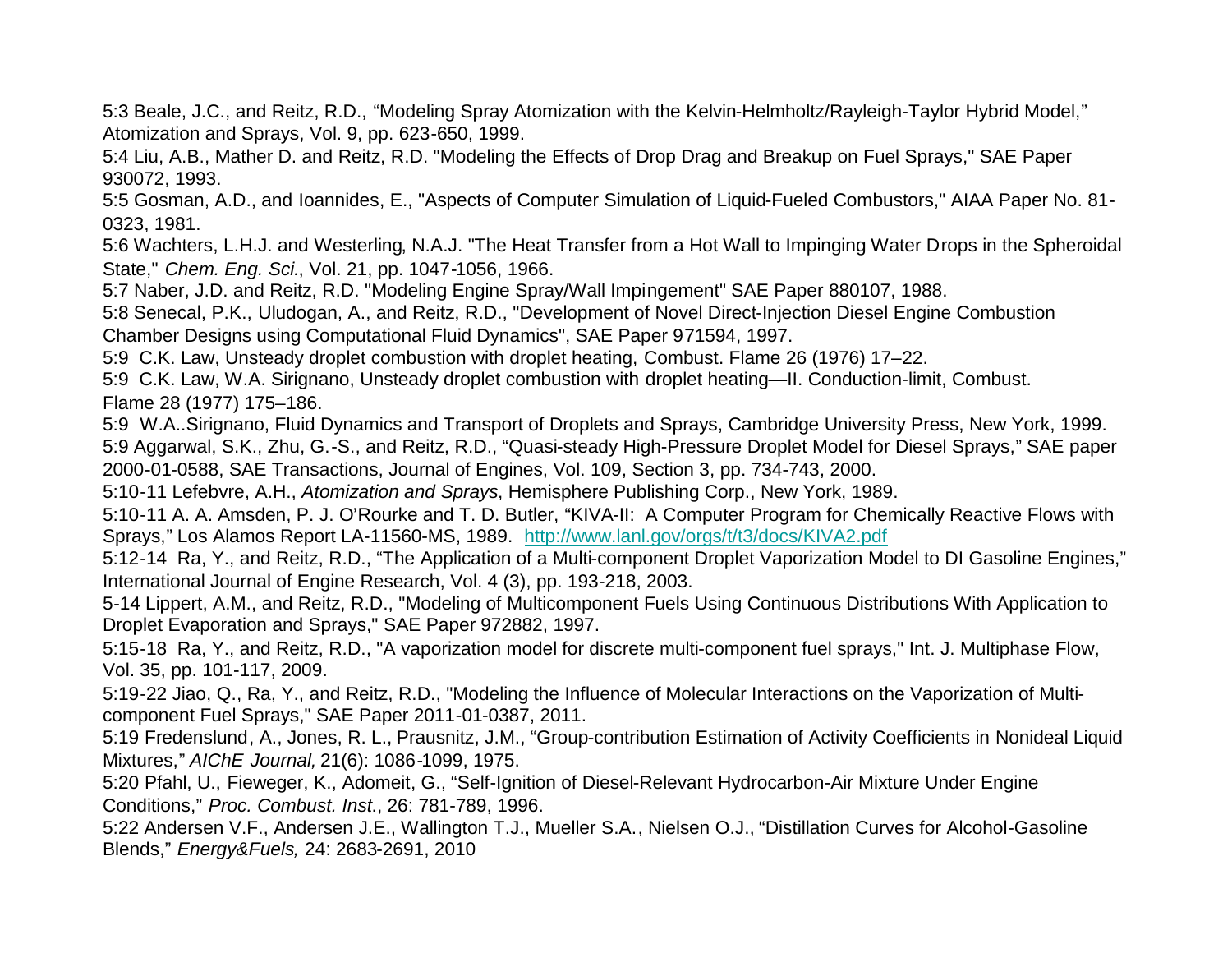5:3 Beale, J.C., and Reitz, R.D., “Modeling Spray Atomization with the Kelvin-Helmholtz/Rayleigh-Taylor Hybrid Model,” Atomization and Sprays, Vol. 9, pp. 623-650, 1999.

5:4 Liu, A.B., Mather D. and Reitz, R.D. "Modeling the Effects of Drop Drag and Breakup on Fuel Sprays," SAE Paper 930072, 1993.

5:5 Gosman, A.D., and Ioannides, E., "Aspects of Computer Simulation of Liquid-Fueled Combustors," AIAA Paper No. 81-0323, 1981.

5:6 Wachters, L.H.J. and Westerling, N.A.J. "The Heat Transfer from a Hot Wall to Impinging Water Drops in the Spheroidal State," *Chem. Eng. Sci.*, Vol. 21, pp. 1047-1056, 1966.

5:7 Naber, J.D. and Reitz, R.D. "Modeling Engine Spray/Wall Impingement" SAE Paper 880107, 1988.

5:8 Senecal, P.K., Uludogan, A., and Reitz, R.D., "Development of Novel Direct-Injection Diesel Engine Combustion Chamber Designs using Computational Fluid Dynamics", SAE Paper 971594, 1997.

5:9 C.K. Law, Unsteady droplet combustion with droplet heating, Combust. Flame 26 (1976) 17–22.

5:9 C.K. Law, W.A. Sirignano, Unsteady droplet combustion with droplet heating—II. Conduction-limit, Combust. Flame 28 (1977) 175–186.

5:9 W.A..Sirignano, Fluid Dynamics and Transport of Droplets and Sprays, Cambridge University Press, New York, 1999.

5:9 Aggarwal, S.K., Zhu, G.-S., and Reitz, R.D., “Quasi-steady High-Pressure Droplet Model for Diesel Sprays,” SAE paper 2000-01-0588, SAE Transactions, Journal of Engines, Vol. 109, Section 3, pp. 734-743, 2000.

5:10-11 Lefebvre, A.H., *Atomization and Sprays*, Hemisphere Publishing Corp., New York, 1989.

5:10-11 A. A. Amsden, P. J. O’Rourke and T. D. Butler, “KIVA-II: A Computer Program for Chemically Reactive Flows with Sprays,” Los Alamos Report LA-11560-MS, 1989. [http://www.lanl.gov/orgs/t/t3/docs/KIVA2.pdf](http://www.lanl.gov/orgs/t/t3/docs/KIVA2.pdf)

5:12-14 Ra, Y., and Reitz, R.D., “The Application of a Multi-component Droplet Vaporization Model to DI Gasoline Engines,” International Journal of Engine Research, Vol. 4 (3), pp. 193-218, 2003.

5-14 Lippert, A.M., and Reitz, R.D., "Modeling of Multicomponent Fuels Using Continuous Distributions With Application to Droplet Evaporation and Sprays," SAE Paper 972882, 1997.

5:15-18 Ra, Y., and Reitz, R.D., "A vaporization model for discrete multi-component fuel sprays," Int. J. Multiphase Flow, Vol. 35, pp. 101-117, 2009.

5:19-22 Jiao, Q., Ra, Y., and Reitz, R.D., "Modeling the Influence of Molecular Interactions on the Vaporization of Multi-component Fuel Sprays," SAE Paper 2011-01-0387, 2011.

5:19 Fredenslund, A., Jones, R. L., Prausnitz, J.M., “Group-contribution Estimation of Activity Coefficients in Nonideal Liquid Mixtures,” *AIChE Journal,* 21(6): 1086-1099, 1975.

5:20 Pfahl, U., Fieweger, K., Adomeit, G., “Self-Ignition of Diesel-Relevant Hydrocarbon-Air Mixture Under Engine Conditions,” *Proc. Combust. Inst.*, 26: 781-789, 1996.

5:22 Andersen V.F., Andersen J.E., Wallington T.J., Mueller S.A., Nielsen O.J., “Distillation Curves for Alcohol-Gasoline Blends,” *Energy&Fuels,* 24: 2683-2691, 2010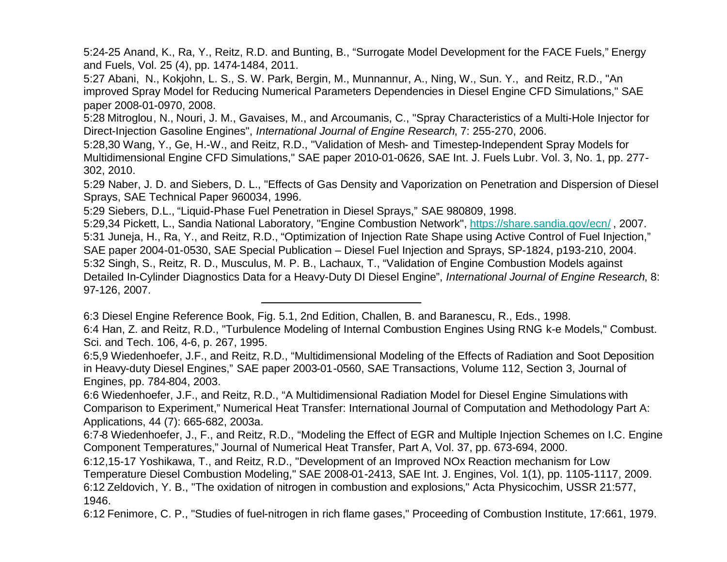5:24-25 Anand, K., Ra, Y., Reitz, R.D. and Bunting, B., “Surrogate Model Development for the FACE Fuels,” Energy and Fuels, Vol. 25 (4), pp. 1474-1484, 2011.

5:27 Abani, N., Kokjohn, L. S., S. W. Park, Bergin, M., Munnannur, A., Ning, W., Sun. Y., and Reitz, R.D., "An improved Spray Model for Reducing Numerical Parameters Dependencies in Diesel Engine CFD Simulations," SAE paper 2008-01-0970, 2008.

5:28 Mitroglou, N., Nouri, J. M., Gavaises, M., and Arcoumanis, C., "Spray Characteristics of a Multi-Hole Injector for Direct-Injection Gasoline Engines", *International Journal of Engine Research*, 7: 255-270, 2006.

5:28,30 Wang, Y., Ge, H.-W., and Reitz, R.D., "Validation of Mesh- and Timestep-Independent Spray Models for Multidimensional Engine CFD Simulations," SAE paper 2010-01-0626, SAE Int. J. Fuels Lubr. Vol. 3, No. 1, pp. 277-302, 2010.

5:29 Naber, J. D. and Siebers, D. L., "Effects of Gas Density and Vaporization on Penetration and Dispersion of Diesel Sprays, SAE Technical Paper 960034, 1996.

5:29 Siebers, D.L., “Liquid-Phase Fuel Penetration in Diesel Sprays,” SAE 980809, 1998.

5:29,34 Pickett, L., Sandia National Laboratory, "Engine Combustion Network", https://share.sandia.gov/ecn/ , 2007.

5:31 Juneja, H., Ra, Y., and Reitz, R.D., “Optimization of Injection Rate Shape using Active Control of Fuel Injection,” SAE paper 2004-01-0530, SAE Special Publication – Diesel Fuel Injection and Sprays, SP-1824, p193-210, 2004.

5:32 Singh, S., Reitz, R. D., Musculus, M. P. B., Lachaux, T., “Validation of Engine Combustion Models against Detailed In-Cylinder Diagnostics Data for a Heavy-Duty DI Diesel Engine”, *International Journal of Engine Research*, 8: 97-126, 2007.

---

6:3 Diesel Engine Reference Book, Fig. 5.1, 2nd Edition, Challen, B. and Baranescu, R., Eds., 1998.

6:4 Han, Z. and Reitz, R.D., "Turbulence Modeling of Internal Combustion Engines Using RNG k-e Models," Combust. Sci. and Tech. 106, 4-6, p. 267, 1995.

6:5,9 Wiedenhoefer, J.F., and Reitz, R.D., “Multidimensional Modeling of the Effects of Radiation and Soot Deposition in Heavy-duty Diesel Engines,” SAE paper 2003-01-0560, SAE Transactions, Volume 112, Section 3, Journal of Engines, pp. 784-804, 2003.

6:6 Wiedenhoefer, J.F., and Reitz, R.D., “A Multidimensional Radiation Model for Diesel Engine Simulations with Comparison to Experiment,” Numerical Heat Transfer: International Journal of Computation and Methodology Part A: Applications, 44 (7): 665-682, 2003a.

6:7-8 Wiedenhoefer, J., F., and Reitz, R.D., “Modeling the Effect of EGR and Multiple Injection Schemes on I.C. Engine Component Temperatures,” Journal of Numerical Heat Transfer, Part A, Vol. 37, pp. 673-694, 2000.

6:12,15-17 Yoshikawa, T., and Reitz, R.D., "Development of an Improved NOx Reaction mechanism for Low Temperature Diesel Combustion Modeling," SAE 2008-01-2413, SAE Int. J. Engines, Vol. 1(1), pp. 1105-1117, 2009.

6:12 Zeldovich, Y. B., "The oxidation of nitrogen in combustion and explosions," Acta Physicochim, USSR 21:577, 1946.

6:12 Fenimore, C. P., "Studies of fuel-nitrogen in rich flame gases," Proceeding of Combustion Institute, 17:661, 1979.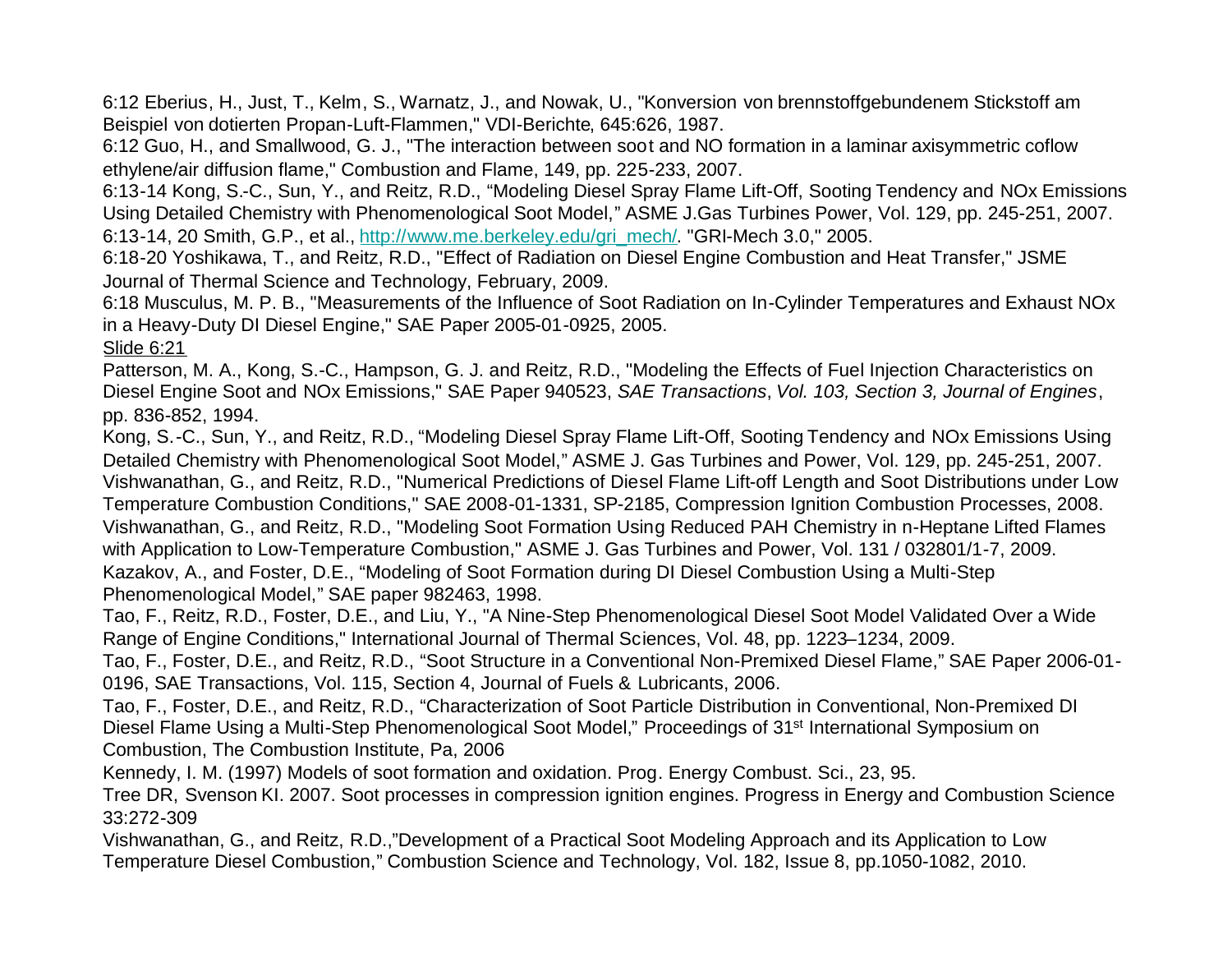6:12 Eberius, H., Just, T., Kelm, S., Warnatz, J., and Nowak, U., "Konversion von brennstoffgebundenem Stickstoff am Beispiel von dotierten Propan-Luft-Flammen," VDI-Berichte, 645:626, 1987.

6:12 Guo, H., and Smallwood, G. J., "The interaction between soot and NO formation in a laminar axisymmetric coflow ethylene/air diffusion flame," Combustion and Flame, 149, pp. 225-233, 2007.

6:13-14 Kong, S.-C., Sun, Y., and Reitz, R.D., "Modeling Diesel Spray Flame Lift-Off, Sooting Tendency and NOx Emissions Using Detailed Chemistry with Phenomenological Soot Model," ASME J.Gas Turbines Power, Vol. 129, pp. 245-251, 2007.

6:13-14, 20 Smith, G.P., et al., [http://www.me.berkeley.edu/gri_mech/](http://www.me.berkeley.edu/gri_mech/). "GRI-Mech 3.0," 2005.

6:18-20 Yoshikawa, T., and Reitz, R.D., "Effect of Radiation on Diesel Engine Combustion and Heat Transfer," JSME Journal of Thermal Science and Technology, February, 2009.

6:18 Musculus, M. P. B., "Measurements of the Influence of Soot Radiation on In-Cylinder Temperatures and Exhaust NOx in a Heavy-Duty DI Diesel Engine," SAE Paper 2005-01-0925, 2005.

<u>Slide 6:21</u>

Patterson, M. A., Kong, S.-C., Hampson, G. J. and Reitz, R.D., "Modeling the Effects of Fuel Injection Characteristics on Diesel Engine Soot and NOx Emissions," SAE Paper 940523, *SAE Transactions*, *Vol. 103, Section 3, Journal of Engines*, pp. 836-852, 1994.

Kong, S.-C., Sun, Y., and Reitz, R.D., "Modeling Diesel Spray Flame Lift-Off, Sooting Tendency and NOx Emissions Using Detailed Chemistry with Phenomenological Soot Model," ASME J. Gas Turbines and Power, Vol. 129, pp. 245-251, 2007.

Vishwanathan, G., and Reitz, R.D., "Numerical Predictions of Diesel Flame Lift-off Length and Soot Distributions under Low Temperature Combustion Conditions," SAE 2008-01-1331, SP-2185, Compression Ignition Combustion Processes, 2008.

Vishwanathan, G., and Reitz, R.D., "Modeling Soot Formation Using Reduced PAH Chemistry in n-Heptane Lifted Flames with Application to Low-Temperature Combustion," ASME J. Gas Turbines and Power, Vol. 131 / 032801/1-7, 2009.

Kazakov, A., and Foster, D.E., "Modeling of Soot Formation during DI Diesel Combustion Using a Multi-Step Phenomenological Model," SAE paper 982463, 1998.

Tao, F., Reitz, R.D., Foster, D.E., and Liu, Y., "A Nine-Step Phenomenological Diesel Soot Model Validated Over a Wide Range of Engine Conditions," International Journal of Thermal Sciences, Vol. 48, pp. 1223–1234, 2009.

Tao, F., Foster, D.E., and Reitz, R.D., "Soot Structure in a Conventional Non-Premixed Diesel Flame," SAE Paper 2006-01-0196, SAE Transactions, Vol. 115, Section 4, Journal of Fuels & Lubricants, 2006.

Tao, F., Foster, D.E., and Reitz, R.D., "Characterization of Soot Particle Distribution in Conventional, Non-Premixed DI Diesel Flame Using a Multi-Step Phenomenological Soot Model," Proceedings of 31st International Symposium on Combustion, The Combustion Institute, Pa, 2006

Kennedy, I. M. (1997) Models of soot formation and oxidation. Prog. Energy Combust. Sci., 23, 95.

Tree DR, Svenson KI. 2007. Soot processes in compression ignition engines. Progress in Energy and Combustion Science 33:272-309

Vishwanathan, G., and Reitz, R.D.,"Development of a Practical Soot Modeling Approach and its Application to Low Temperature Diesel Combustion," Combustion Science and Technology, Vol. 182, Issue 8, pp.1050-1082, 2010.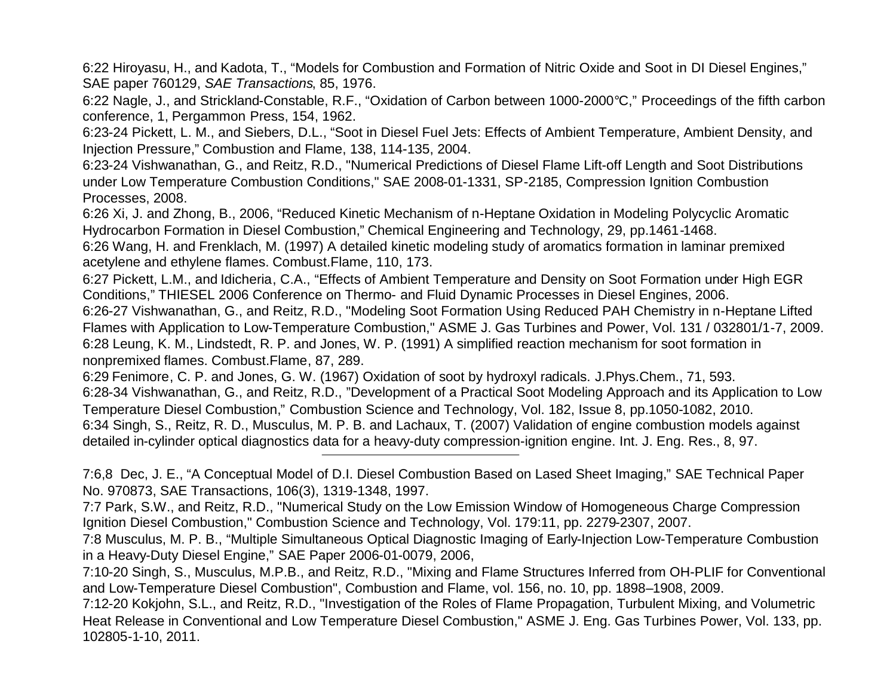6:22 Hiroyasu, H., and Kadota, T., “Models for Combustion and Formation of Nitric Oxide and Soot in DI Diesel Engines,” SAE paper 760129, *SAE Transactions*, 85, 1976.

6:22 Nagle, J., and Strickland-Constable, R.F., “Oxidation of Carbon between 1000-2000°C,” Proceedings of the fifth carbon conference, 1, Pergammon Press, 154, 1962.

6:23-24 Pickett, L. M., and Siebers, D.L., “Soot in Diesel Fuel Jets: Effects of Ambient Temperature, Ambient Density, and Injection Pressure,” Combustion and Flame, 138, 114-135, 2004.

6:23-24 Vishwanathan, G., and Reitz, R.D., "Numerical Predictions of Diesel Flame Lift-off Length and Soot Distributions under Low Temperature Combustion Conditions," SAE 2008-01-1331, SP-2185, Compression Ignition Combustion Processes, 2008.

6:26 Xi, J. and Zhong, B., 2006, “Reduced Kinetic Mechanism of n-Heptane Oxidation in Modeling Polycyclic Aromatic Hydrocarbon Formation in Diesel Combustion,” Chemical Engineering and Technology, 29, pp.1461-1468.

6:26 Wang, H. and Frenklach, M. (1997) A detailed kinetic modeling study of aromatics formation in laminar premixed acetylene and ethylene flames. Combust.Flame, 110, 173.

6:27 Pickett, L.M., and Idicheria, C.A., “Effects of Ambient Temperature and Density on Soot Formation under High EGR Conditions,” THIESEL 2006 Conference on Thermo- and Fluid Dynamic Processes in Diesel Engines, 2006.

6:26-27 Vishwanathan, G., and Reitz, R.D., "Modeling Soot Formation Using Reduced PAH Chemistry in n-Heptane Lifted Flames with Application to Low-Temperature Combustion," ASME J. Gas Turbines and Power, Vol. 131 / 032801/1-7, 2009.

6:28 Leung, K. M., Lindstedt, R. P. and Jones, W. P. (1991) A simplified reaction mechanism for soot formation in nonpremixed flames. Combust.Flame, 87, 289.

6:29 Fenimore, C. P. and Jones, G. W. (1967) Oxidation of soot by hydroxyl radicals. J.Phys.Chem., 71, 593.

6:28-34 Vishwanathan, G., and Reitz, R.D., ”Development of a Practical Soot Modeling Approach and its Application to Low Temperature Diesel Combustion,” Combustion Science and Technology, Vol. 182, Issue 8, pp.1050-1082, 2010.

6:34 Singh, S., Reitz, R. D., Musculus, M. P. B. and Lachaux, T. (2007) Validation of engine combustion models against detailed in-cylinder optical diagnostics data for a heavy-duty compression-ignition engine. Int. J. Eng. Res., 8, 97.

---

7:6,8 Dec, J. E., “A Conceptual Model of D.I. Diesel Combustion Based on Lased Sheet Imaging,” SAE Technical Paper No. 970873, SAE Transactions, 106(3), 1319-1348, 1997.

7:7 Park, S.W., and Reitz, R.D., "Numerical Study on the Low Emission Window of Homogeneous Charge Compression Ignition Diesel Combustion," Combustion Science and Technology, Vol. 179:11, pp. 2279-2307, 2007.

7:8 Musculus, M. P. B., “Multiple Simultaneous Optical Diagnostic Imaging of Early-Injection Low-Temperature Combustion in a Heavy-Duty Diesel Engine,” SAE Paper 2006-01-0079, 2006,

7:10-20 Singh, S., Musculus, M.P.B., and Reitz, R.D., "Mixing and Flame Structures Inferred from OH-PLIF for Conventional and Low-Temperature Diesel Combustion", Combustion and Flame, vol. 156, no. 10, pp. 1898–1908, 2009.

7:12-20 Kokjohn, S.L., and Reitz, R.D., "Investigation of the Roles of Flame Propagation, Turbulent Mixing, and Volumetric Heat Release in Conventional and Low Temperature Diesel Combustion," ASME J. Eng. Gas Turbines Power, Vol. 133, pp. 102805-1-10, 2011.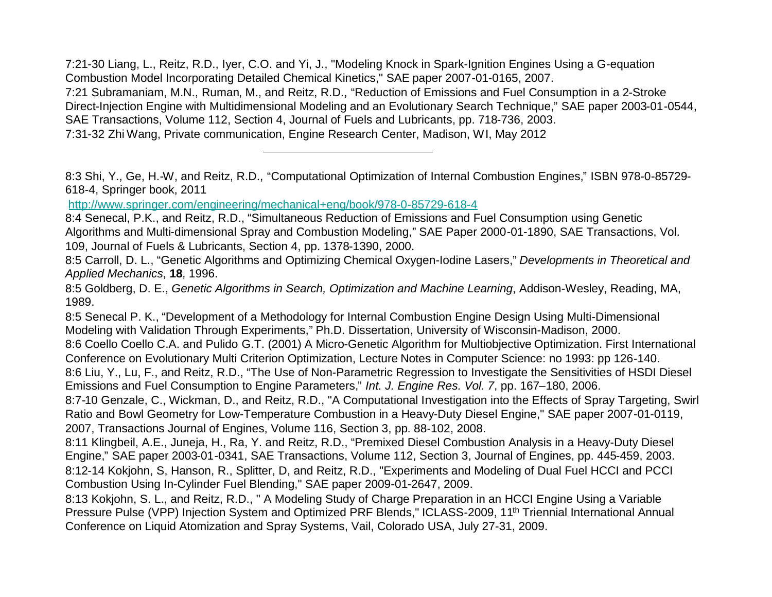7:21-30 Liang, L., Reitz, R.D., Iyer, C.O. and Yi, J., "Modeling Knock in Spark-Ignition Engines Using a G-equation Combustion Model Incorporating Detailed Chemical Kinetics," SAE paper 2007-01-0165, 2007.

7:21 Subramaniam, M.N., Ruman, M., and Reitz, R.D., "Reduction of Emissions and Fuel Consumption in a 2-Stroke Direct-Injection Engine with Multidimensional Modeling and an Evolutionary Search Technique," SAE paper 2003-01-0544, SAE Transactions, Volume 112, Section 4, Journal of Fuels and Lubricants, pp. 718-736, 2003.

7:31-32 Zhi Wang, Private communication, Engine Research Center, Madison, WI, May 2012

---

8:3 Shi, Y., Ge, H.-W, and Reitz, R.D., "Computational Optimization of Internal Combustion Engines," ISBN 978-0-85729-618-4, Springer book, 2011

http://www.springer.com/engineering/mechanical+eng/book/978-0-85729-618-4

8:4 Senecal, P.K., and Reitz, R.D., "Simultaneous Reduction of Emissions and Fuel Consumption using Genetic Algorithms and Multi-dimensional Spray and Combustion Modeling," SAE Paper 2000-01-1890, SAE Transactions, Vol. 109, Journal of Fuels & Lubricants, Section 4, pp. 1378-1390, 2000.

8:5 Carroll, D. L., "Genetic Algorithms and Optimizing Chemical Oxygen-Iodine Lasers," *Developments in Theoretical and Applied Mechanics*, **18**, 1996.

8:5 Goldberg, D. E., *Genetic Algorithms in Search, Optimization and Machine Learning*, Addison-Wesley, Reading, MA, 1989.

8:5 Senecal P. K., "Development of a Methodology for Internal Combustion Engine Design Using Multi-Dimensional Modeling with Validation Through Experiments," Ph.D. Dissertation, University of Wisconsin-Madison, 2000.

8:6 Coello Coello C.A. and Pulido G.T. (2001) A Micro-Genetic Algorithm for Multiobjective Optimization. First International Conference on Evolutionary Multi Criterion Optimization, Lecture Notes in Computer Science: no 1993: pp 126-140.

8:6 Liu, Y., Lu, F., and Reitz, R.D., "The Use of Non-Parametric Regression to Investigate the Sensitivities of HSDI Diesel Emissions and Fuel Consumption to Engine Parameters," *Int. J. Engine Res. Vol. 7*, pp. 167–180, 2006.

8:7-10 Genzale, C., Wickman, D., and Reitz, R.D., "A Computational Investigation into the Effects of Spray Targeting, Swirl Ratio and Bowl Geometry for Low-Temperature Combustion in a Heavy-Duty Diesel Engine," SAE paper 2007-01-0119, 2007, Transactions Journal of Engines, Volume 116, Section 3, pp. 88-102, 2008.

8:11 Klingbeil, A.E., Juneja, H., Ra, Y. and Reitz, R.D., "Premixed Diesel Combustion Analysis in a Heavy-Duty Diesel Engine," SAE paper 2003-01-0341, SAE Transactions, Volume 112, Section 3, Journal of Engines, pp. 445-459, 2003.

8:12-14 Kokjohn, S, Hanson, R., Splitter, D, and Reitz, R.D., "Experiments and Modeling of Dual Fuel HCCI and PCCI Combustion Using In-Cylinder Fuel Blending," SAE paper 2009-01-2647, 2009.

8:13 Kokjohn, S. L., and Reitz, R.D., " A Modeling Study of Charge Preparation in an HCCI Engine Using a Variable Pressure Pulse (VPP) Injection System and Optimized PRF Blends," ICLASS-2009, 11th Triennial International Annual Conference on Liquid Atomization and Spray Systems, Vail, Colorado USA, July 27-31, 2009.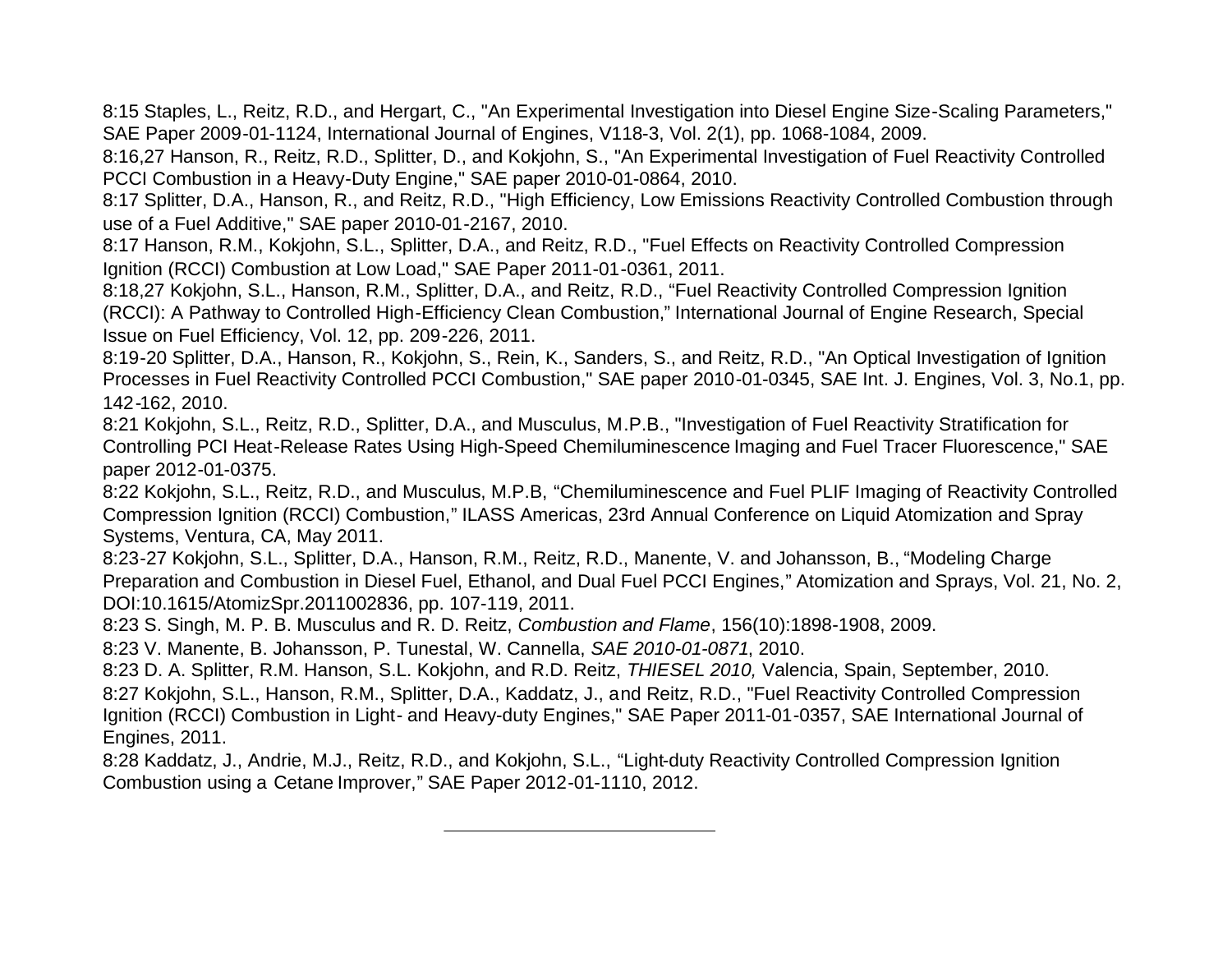8:15 Staples, L., Reitz, R.D., and Hergart, C., "An Experimental Investigation into Diesel Engine Size-Scaling Parameters," SAE Paper 2009-01-1124, International Journal of Engines, V118-3, Vol. 2(1), pp. 1068-1084, 2009.

8:16,27 Hanson, R., Reitz, R.D., Splitter, D., and Kokjohn, S., "An Experimental Investigation of Fuel Reactivity Controlled PCCI Combustion in a Heavy-Duty Engine," SAE paper 2010-01-0864, 2010.

8:17 Splitter, D.A., Hanson, R., and Reitz, R.D., "High Efficiency, Low Emissions Reactivity Controlled Combustion through use of a Fuel Additive," SAE paper 2010-01-2167, 2010.

8:17 Hanson, R.M., Kokjohn, S.L., Splitter, D.A., and Reitz, R.D., "Fuel Effects on Reactivity Controlled Compression Ignition (RCCI) Combustion at Low Load," SAE Paper 2011-01-0361, 2011.

8:18,27 Kokjohn, S.L., Hanson, R.M., Splitter, D.A., and Reitz, R.D., "Fuel Reactivity Controlled Compression Ignition (RCCI): A Pathway to Controlled High-Efficiency Clean Combustion," International Journal of Engine Research, Special Issue on Fuel Efficiency, Vol. 12, pp. 209-226, 2011.

8:19-20 Splitter, D.A., Hanson, R., Kokjohn, S., Rein, K., Sanders, S., and Reitz, R.D., "An Optical Investigation of Ignition Processes in Fuel Reactivity Controlled PCCI Combustion," SAE paper 2010-01-0345, SAE Int. J. Engines, Vol. 3, No.1, pp. 142-162, 2010.

8:21 Kokjohn, S.L., Reitz, R.D., Splitter, D.A., and Musculus, M.P.B., "Investigation of Fuel Reactivity Stratification for Controlling PCI Heat-Release Rates Using High-Speed Chemiluminescence Imaging and Fuel Tracer Fluorescence," SAE paper 2012-01-0375.

8:22 Kokjohn, S.L., Reitz, R.D., and Musculus, M.P.B, "Chemiluminescence and Fuel PLIF Imaging of Reactivity Controlled Compression Ignition (RCCI) Combustion," ILASS Americas, 23rd Annual Conference on Liquid Atomization and Spray Systems, Ventura, CA, May 2011.

8:23-27 Kokjohn, S.L., Splitter, D.A., Hanson, R.M., Reitz, R.D., Manente, V. and Johansson, B., "Modeling Charge Preparation and Combustion in Diesel Fuel, Ethanol, and Dual Fuel PCCI Engines," Atomization and Sprays, Vol. 21, No. 2, DOI:10.1615/AtomizSpr.2011002836, pp. 107-119, 2011.

8:23 S. Singh, M. P. B. Musculus and R. D. Reitz, *Combustion and Flame*, 156(10):1898-1908, 2009.

8:23 V. Manente, B. Johansson, P. Tunestal, W. Cannella, *SAE 2010-01-0871*, 2010.

8:23 D. A. Splitter, R.M. Hanson, S.L. Kokjohn, and R.D. Reitz, *THIESEL 2010,* Valencia, Spain, September, 2010.

8:27 Kokjohn, S.L., Hanson, R.M., Splitter, D.A., Kaddatz, J., and Reitz, R.D., "Fuel Reactivity Controlled Compression Ignition (RCCI) Combustion in Light- and Heavy-duty Engines," SAE Paper 2011-01-0357, SAE International Journal of Engines, 2011.

8:28 Kaddatz, J., Andrie, M.J., Reitz, R.D., and Kokjohn, S.L., "Light-duty Reactivity Controlled Compression Ignition Combustion using a Cetane Improver," SAE Paper 2012-01-1110, 2012.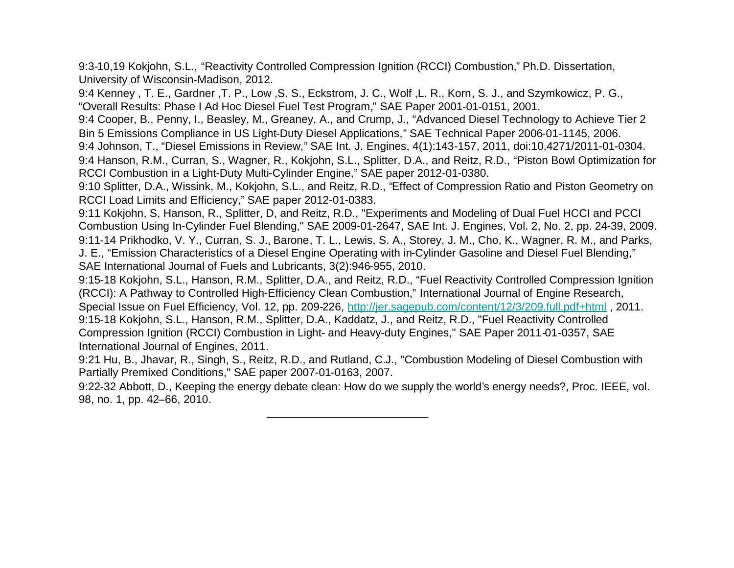9:3-10,19 Kokjohn, S.L., “Reactivity Controlled Compression Ignition (RCCI) Combustion,” Ph.D. Dissertation, University of Wisconsin-Madison, 2012.

9:4 Kenney , T. E., Gardner ,T. P., Low ,S. S., Eckstrom, J. C., Wolf ,L. R., Korn, S. J., and Szymkowicz, P. G., “Overall Results: Phase I Ad Hoc Diesel Fuel Test Program,” SAE Paper 2001-01-0151, 2001.

9:4 Cooper, B., Penny, I., Beasley, M., Greaney, A., and Crump, J., “Advanced Diesel Technology to Achieve Tier 2 Bin 5 Emissions Compliance in US Light-Duty Diesel Applications,” SAE Technical Paper 2006-01-1145, 2006.

9:4 Johnson, T., “Diesel Emissions in Review,” SAE Int. J. Engines, 4(1):143-157, 2011, doi:10.4271/2011-01-0304.

9:4 Hanson, R.M., Curran, S., Wagner, R., Kokjohn, S.L., Splitter, D.A., and Reitz, R.D., “Piston Bowl Optimization for RCCI Combustion in a Light-Duty Multi-Cylinder Engine,” SAE paper 2012-01-0380.

9:10 Splitter, D.A., Wissink, M., Kokjohn, S.L., and Reitz, R.D., “Effect of Compression Ratio and Piston Geometry on RCCI Load Limits and Efficiency,” SAE paper 2012-01-0383.

9:11 Kokjohn, S, Hanson, R., Splitter, D, and Reitz, R.D., "Experiments and Modeling of Dual Fuel HCCI and PCCI Combustion Using In-Cylinder Fuel Blending," SAE 2009-01-2647, SAE Int. J. Engines, Vol. 2, No. 2, pp. 24-39, 2009.

9:11-14 Prikhodko, V. Y., Curran, S. J., Barone, T. L., Lewis, S. A., Storey, J. M., Cho, K., Wagner, R. M., and Parks, J. E., “Emission Characteristics of a Diesel Engine Operating with in-Cylinder Gasoline and Diesel Fuel Blending,” SAE International Journal of Fuels and Lubricants, 3(2):946-955, 2010.

9:15-18 Kokjohn, S.L., Hanson, R.M., Splitter, D.A., and Reitz, R.D., “Fuel Reactivity Controlled Compression Ignition (RCCI): A Pathway to Controlled High-Efficiency Clean Combustion,” International Journal of Engine Research, Special Issue on Fuel Efficiency, Vol. 12, pp. 209-226, http://jer.sagepub.com/content/12/3/209.full.pdf+html , 2011.

9:15-18 Kokjohn, S.L., Hanson, R.M., Splitter, D.A., Kaddatz, J., and Reitz, R.D., "Fuel Reactivity Controlled Compression Ignition (RCCI) Combustion in Light- and Heavy-duty Engines," SAE Paper 2011-01-0357, SAE International Journal of Engines, 2011.

9:21 Hu, B., Jhavar, R., Singh, S., Reitz, R.D., and Rutland, C.J., "Combustion Modeling of Diesel Combustion with Partially Premixed Conditions," SAE paper 2007-01-0163, 2007.

9:22-32 Abbott, D., Keeping the energy debate clean: How do we supply the world’s energy needs?, Proc. IEEE, vol. 98, no. 1, pp. 42–66, 2010.